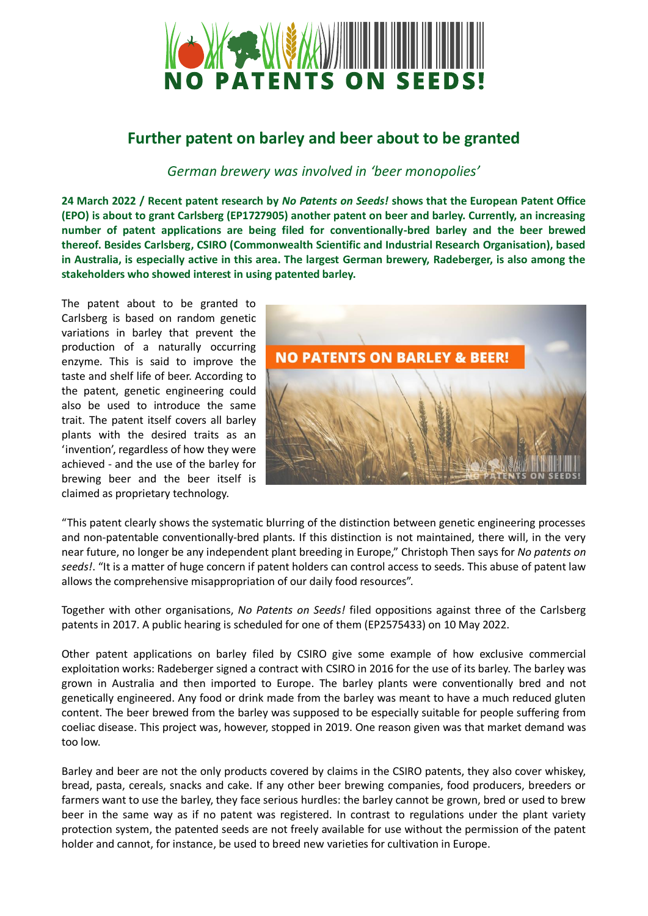# NO PATENTS ON SEEDS!

## Further patent on barley and beer about to be granted

*German brewery was involved in 'beer monopolies'*

**24 March 2022 / Recent patent research by *No Patents on Seeds!* shows that the European Patent Office (EPO) is about to grant Carlsberg (EP1727905) another patent on beer and barley. Currently, an increasing number of patent applications are being filed for conventionally-bred barley and the beer brewed thereof. Besides Carlsberg, CSIRO (Commonwealth Scientific and Industrial Research Organisation), based in Australia, is especially active in this area. The largest German brewery, Radeberger, is also among the stakeholders who showed interest in using patented barley.**

The patent about to be granted to Carlsberg is based on random genetic variations in barley that prevent the production of a naturally occurring enzyme. This is said to improve the taste and shelf life of beer. According to the patent, genetic engineering could also be used to introduce the same trait. The patent itself covers all barley plants with the desired traits as an 'invention', regardless of how they were achieved - and the use of the barley for brewing beer and the beer itself is claimed as proprietary technology.

NO PATENTS ON BARLEY & BEER!

"This patent clearly shows the systematic blurring of the distinction between genetic engineering processes and non-patentable conventionally-bred plants. If this distinction is not maintained, there will, in the very near future, no longer be any independent plant breeding in Europe," Christoph Then says for *No patents on seeds!*. "It is a matter of huge concern if patent holders can control access to seeds. This abuse of patent law allows the comprehensive misappropriation of our daily food resources".

Together with other organisations, *No Patents on Seeds!* filed oppositions against three of the Carlsberg patents in 2017. A public hearing is scheduled for one of them (EP2575433) on 10 May 2022.

Other patent applications on barley filed by CSIRO give some example of how exclusive commercial exploitation works: Radeberger signed a contract with CSIRO in 2016 for the use of its barley. The barley was grown in Australia and then imported to Europe. The barley plants were conventionally bred and not genetically engineered. Any food or drink made from the barley was meant to have a much reduced gluten content. The beer brewed from the barley was supposed to be especially suitable for people suffering from coeliac disease. This project was, however, stopped in 2019. One reason given was that market demand was too low.

Barley and beer are not the only products covered by claims in the CSIRO patents, they also cover whiskey, bread, pasta, cereals, snacks and cake. If any other beer brewing companies, food producers, breeders or farmers want to use the barley, they face serious hurdles: the barley cannot be grown, bred or used to brew beer in the same way as if no patent was registered. In contrast to regulations under the plant variety protection system, the patented seeds are not freely available for use without the permission of the patent holder and cannot, for instance, be used to breed new varieties for cultivation in Europe.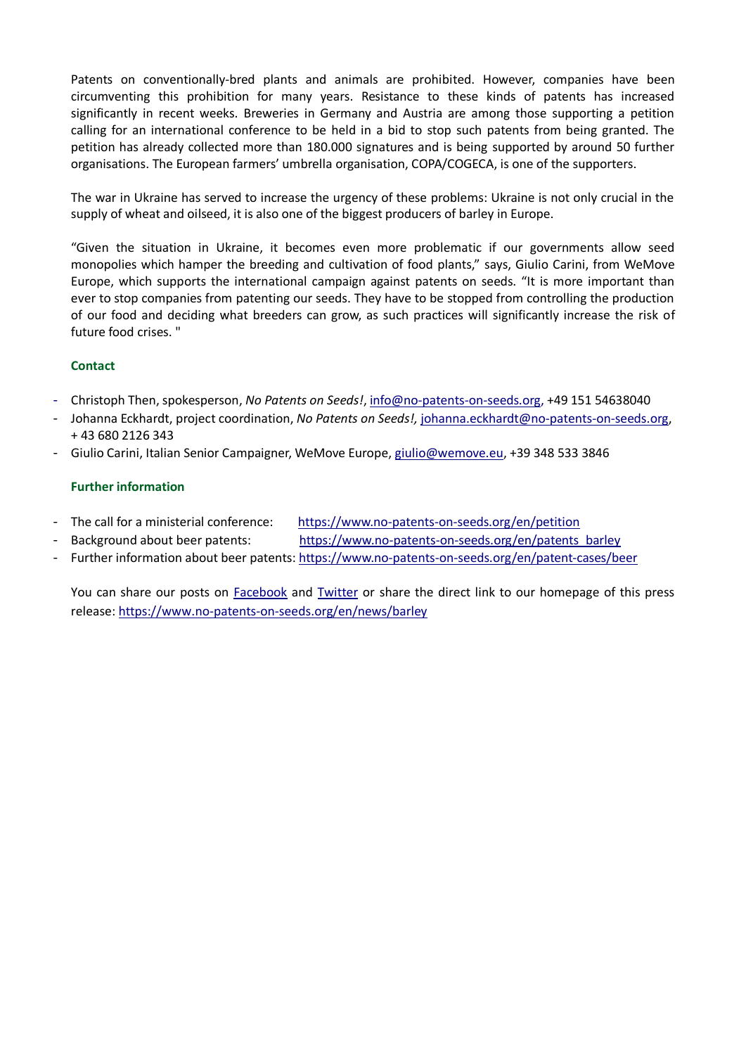Patents on conventionally-bred plants and animals are prohibited. However, companies have been circumventing this prohibition for many years. Resistance to these kinds of patents has increased significantly in recent weeks. Breweries in Germany and Austria are among those supporting a petition calling for an international conference to be held in a bid to stop such patents from being granted. The petition has already collected more than 180.000 signatures and is being supported by around 50 further organisations. The European farmers' umbrella organisation, COPA/COGECA, is one of the supporters.

The war in Ukraine has served to increase the urgency of these problems: Ukraine is not only crucial in the supply of wheat and oilseed, it is also one of the biggest producers of barley in Europe.

"Given the situation in Ukraine, it becomes even more problematic if our governments allow seed monopolies which hamper the breeding and cultivation of food plants," says, Giulio Carini, from WeMove Europe, which supports the international campaign against patents on seeds. "It is more important than ever to stop companies from patenting our seeds. They have to be stopped from controlling the production of our food and deciding what breeders can grow, as such practices will significantly increase the risk of future food crises. "

### Contact

- Christoph Then, spokesperson, *No Patents on Seeds!*, info@no-patents-on-seeds.org, +49 151 54638040
- Johanna Eckhardt, project coordination, *No Patents on Seeds!,* johanna.eckhardt@no-patents-on-seeds.org, + 43 680 2126 343
- Giulio Carini, Italian Senior Campaigner, WeMove Europe, giulio@wemove.eu, +39 348 533 3846

### Further information

- The call for a ministerial conference: https://www.no-patents-on-seeds.org/en/petition
- Background about beer patents: https://www.no-patents-on-seeds.org/en/patents_barley
- Further information about beer patents: https://www.no-patents-on-seeds.org/en/patent-cases/beer

You can share our posts on Facebook and Twitter or share the direct link to our homepage of this press release: https://www.no-patents-on-seeds.org/en/news/barley